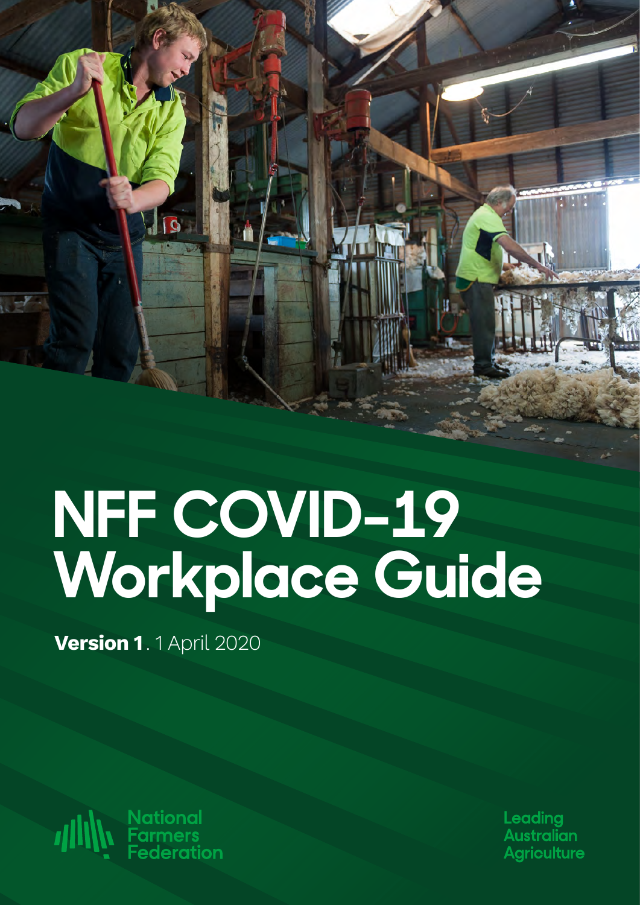# NFF COVID-19 Workplace Guide

**Version 1**. 1 April 2020

National Farmers Federation

Leading Australian Agriculture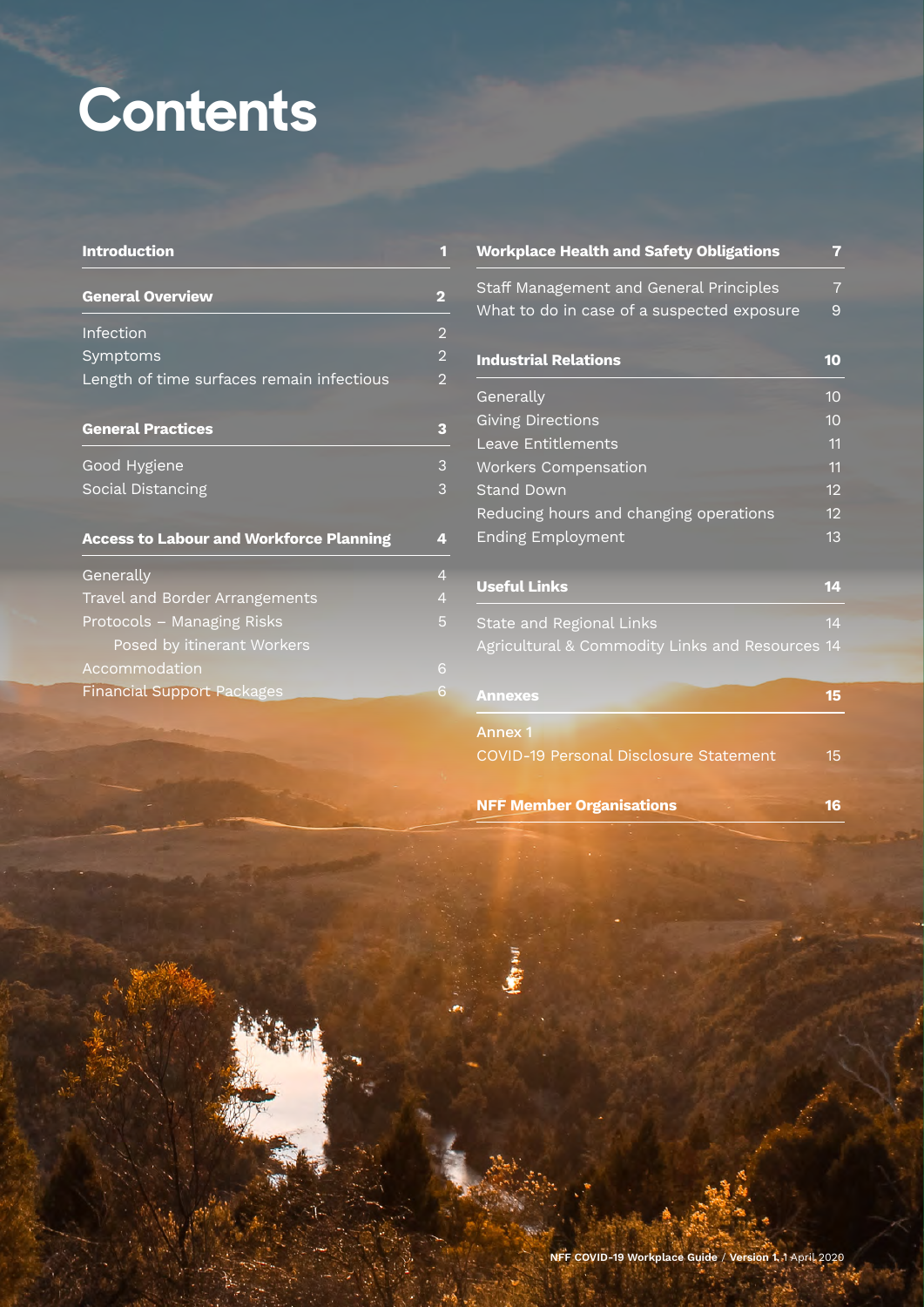# Contents

| | |
|---|---|
| **Introduction** | **1** |
| **General Overview** | **2** |
| Infection | 2 |
| Symptoms | 2 |
| Length of time surfaces remain infectious | 2 |
| **General Practices** | **3** |
| Good Hygiene | 3 |
| Social Distancing | 3 |
| **Access to Labour and Workforce Planning** | **4** |
| Generally | 4 |
| Travel and Border Arrangements | 4 |
| Protocols – Managing Risks Posed by itinerant Workers | 5 |
| Accommodation | 6 |
| Financial Support Packages | 6 |
| **Workplace Health and Safety Obligations** | **7** |
| Staff Management and General Principles | 7 |
| What to do in case of a suspected exposure | 9 |
| **Industrial Relations** | **10** |
| Generally | 10 |
| Giving Directions | 10 |
| Leave Entitlements | 11 |
| Workers Compensation | 11 |
| Stand Down | 12 |
| Reducing hours and changing operations | 12 |
| Ending Employment | 13 |
| **Useful Links** | **14** |
| State and Regional Links | 14 |
| Agricultural & Commodity Links and Resources | 14 |
| **Annexes** | **15** |
| Annex 1 COVID-19 Personal Disclosure Statement | 15 |
| **NFF Member Organisations** | **16** |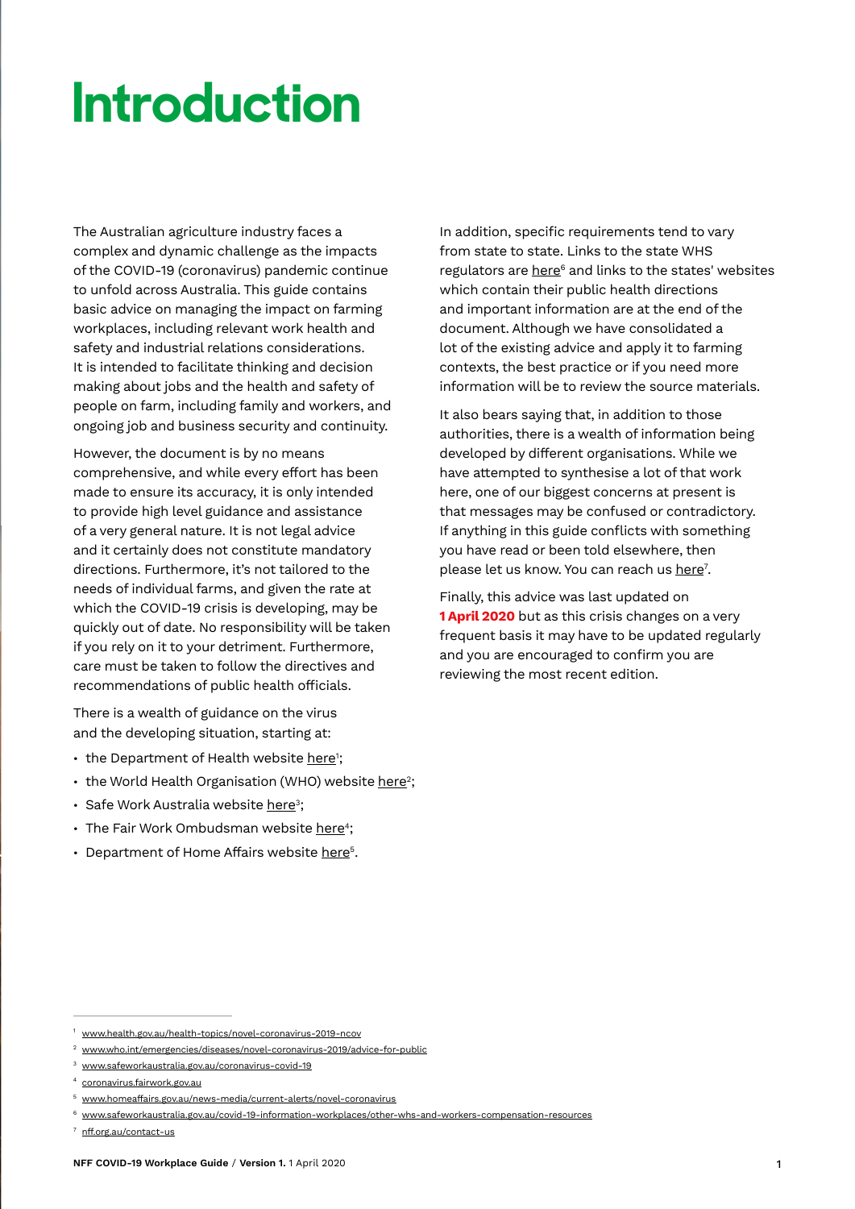# Introduction

The Australian agriculture industry faces a complex and dynamic challenge as the impacts of the COVID-19 (coronavirus) pandemic continue to unfold across Australia. This guide contains basic advice on managing the impact on farming workplaces, including relevant work health and safety and industrial relations considerations. It is intended to facilitate thinking and decision making about jobs and the health and safety of people on farm, including family and workers, and ongoing job and business security and continuity.

However, the document is by no means comprehensive, and while every effort has been made to ensure its accuracy, it is only intended to provide high level guidance and assistance of a very general nature. It is not legal advice and it certainly does not constitute mandatory directions. Furthermore, it's not tailored to the needs of individual farms, and given the rate at which the COVID-19 crisis is developing, may be quickly out of date. No responsibility will be taken if you rely on it to your detriment. Furthermore, care must be taken to follow the directives and recommendations of public health officials.

There is a wealth of guidance on the virus and the developing situation, starting at:

- the Department of Health website here[1];
- the World Health Organisation (WHO) website here[2];
- Safe Work Australia website here[3];
- The Fair Work Ombudsman website here[4];
- Department of Home Affairs website here[5].

In addition, specific requirements tend to vary from state to state. Links to the state WHS regulators are here[6] and links to the states' websites which contain their public health directions and important information are at the end of the document. Although we have consolidated a lot of the existing advice and apply it to farming contexts, the best practice or if you need more information will be to review the source materials.

It also bears saying that, in addition to those authorities, there is a wealth of information being developed by different organisations. While we have attempted to synthesise a lot of that work here, one of our biggest concerns at present is that messages may be confused or contradictory. If anything in this guide conflicts with something you have read or been told elsewhere, then please let us know. You can reach us here[7].

Finally, this advice was last updated on **1 April 2020** but as this crisis changes on a very frequent basis it may have to be updated regularly and you are encouraged to confirm you are reviewing the most recent edition.

---

1. www.health.gov.au/health-topics/novel-coronavirus-2019-ncov
2. www.who.int/emergencies/diseases/novel-coronavirus-2019/advice-for-public
3. www.safeworkaustralia.gov.au/coronavirus-covid-19
4. coronavirus.fairwork.gov.au
5. www.homeaffairs.gov.au/news-media/current-alerts/novel-coronavirus
6. www.safeworkaustralia.gov.au/covid-19-information-workplaces/other-whs-and-workers-compensation-resources
7. nff.org.au/contact-us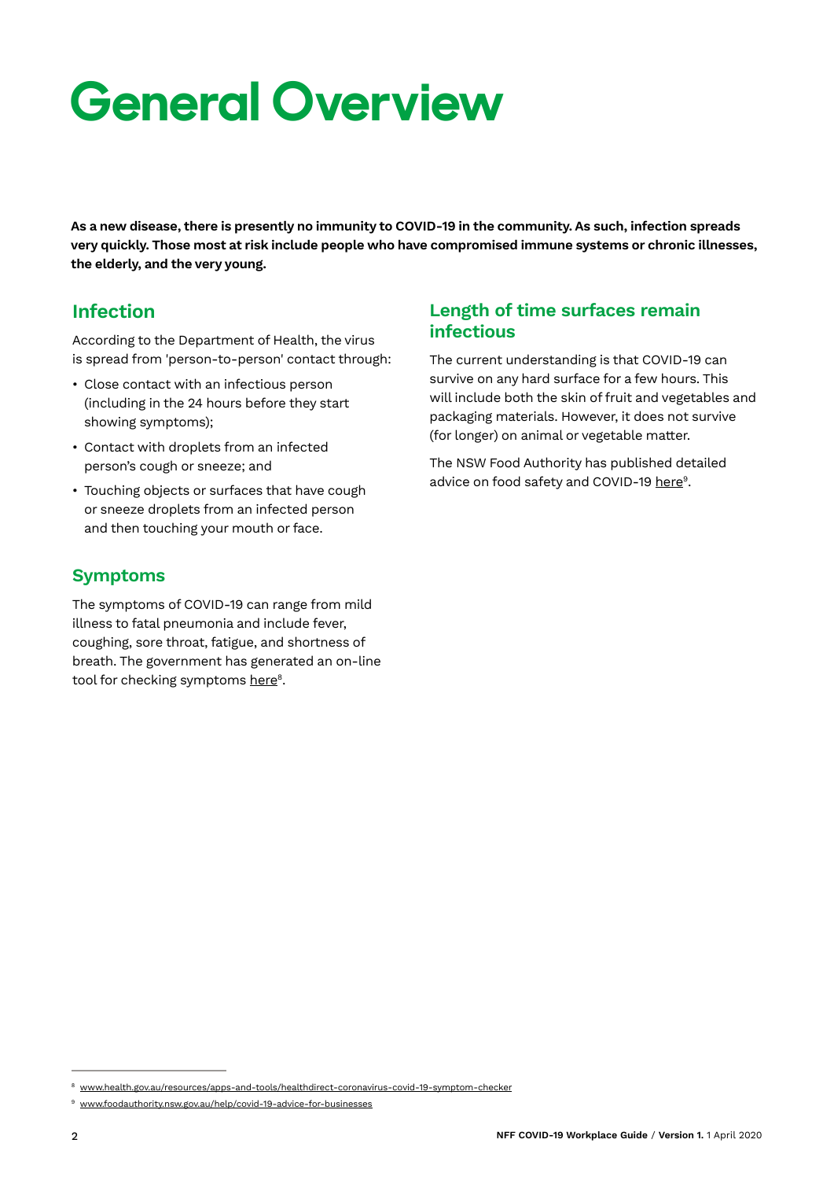# General Overview

**As a new disease, there is presently no immunity to COVID-19 in the community. As such, infection spreads very quickly. Those most at risk include people who have compromised immune systems or chronic illnesses, the elderly, and the very young.**

## Infection

According to the Department of Health, the virus is spread from 'person-to-person' contact through:

- Close contact with an infectious person (including in the 24 hours before they start showing symptoms);
- Contact with droplets from an infected person's cough or sneeze; and
- Touching objects or surfaces that have cough or sneeze droplets from an infected person and then touching your mouth or face.

## Symptoms

The symptoms of COVID-19 can range from mild illness to fatal pneumonia and include fever, coughing, sore throat, fatigue, and shortness of breath. The government has generated an on-line tool for checking symptoms here[8].

## Length of time surfaces remain infectious

The current understanding is that COVID-19 can survive on any hard surface for a few hours. This will include both the skin of fruit and vegetables and packaging materials. However, it does not survive (for longer) on animal or vegetable matter.

The NSW Food Authority has published detailed advice on food safety and COVID-19 here[9].

---

[8] www.health.gov.au/resources/apps-and-tools/healthdirect-coronavirus-covid-19-symptom-checker

[9] www.foodauthority.nsw.gov.au/help/covid-19-advice-for-businesses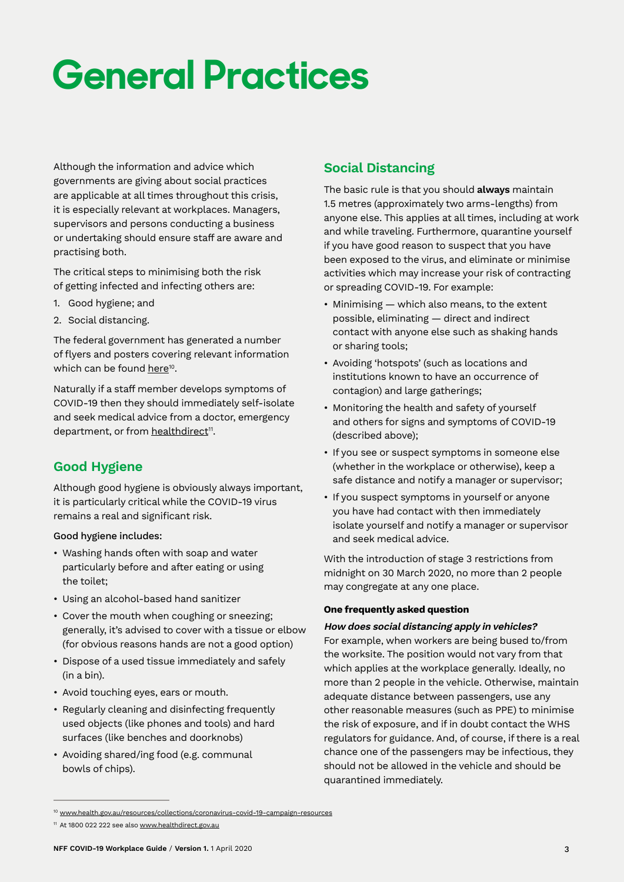# General Practices

Although the information and advice which governments are giving about social practices are applicable at all times throughout this crisis, it is especially relevant at workplaces. Managers, supervisors and persons conducting a business or undertaking should ensure staff are aware and practising both.

The critical steps to minimising both the risk of getting infected and infecting others are:

1. Good hygiene; and
2. Social distancing.

The federal government has generated a number of flyers and posters covering relevant information which can be found here[10].

Naturally if a staff member develops symptoms of COVID-19 then they should immediately self-isolate and seek medical advice from a doctor, emergency department, or from healthdirect[11].

## Good Hygiene

Although good hygiene is obviously always important, it is particularly critical while the COVID-19 virus remains a real and significant risk.

Good hygiene includes:

- Washing hands often with soap and water particularly before and after eating or using the toilet;
- Using an alcohol-based hand sanitizer
- Cover the mouth when coughing or sneezing; generally, it's advised to cover with a tissue or elbow (for obvious reasons hands are not a good option)
- Dispose of a used tissue immediately and safely (in a bin).
- Avoid touching eyes, ears or mouth.
- Regularly cleaning and disinfecting frequently used objects (like phones and tools) and hard surfaces (like benches and doorknobs)
- Avoiding shared/ing food (e.g. communal bowls of chips).

## Social Distancing

The basic rule is that you should **always** maintain 1.5 metres (approximately two arms-lengths) from anyone else. This applies at all times, including at work and while traveling. Furthermore, quarantine yourself if you have good reason to suspect that you have been exposed to the virus, and eliminate or minimise activities which may increase your risk of contracting or spreading COVID-19. For example:

- Minimising — which also means, to the extent possible, eliminating — direct and indirect contact with anyone else such as shaking hands or sharing tools;
- Avoiding 'hotspots' (such as locations and institutions known to have an occurrence of contagion) and large gatherings;
- Monitoring the health and safety of yourself and others for signs and symptoms of COVID-19 (described above);
- If you see or suspect symptoms in someone else (whether in the workplace or otherwise), keep a safe distance and notify a manager or supervisor;
- If you suspect symptoms in yourself or anyone you have had contact with then immediately isolate yourself and notify a manager or supervisor and seek medical advice.

With the introduction of stage 3 restrictions from midnight on 30 March 2020, no more than 2 people may congregate at any one place.

**One frequently asked question**

***How does social distancing apply in vehicles?***
For example, when workers are being bused to/from the worksite. The position would not vary from that which applies at the workplace generally. Ideally, no more than 2 people in the vehicle. Otherwise, maintain adequate distance between passengers, use any other reasonable measures (such as PPE) to minimise the risk of exposure, and if in doubt contact the WHS regulators for guidance. And, of course, if there is a real chance one of the passengers may be infectious, they should not be allowed in the vehicle and should be quarantined immediately.

---

[10] www.health.gov.au/resources/collections/coronavirus-covid-19-campaign-resources

[11] At 1800 022 222 see also www.healthdirect.gov.au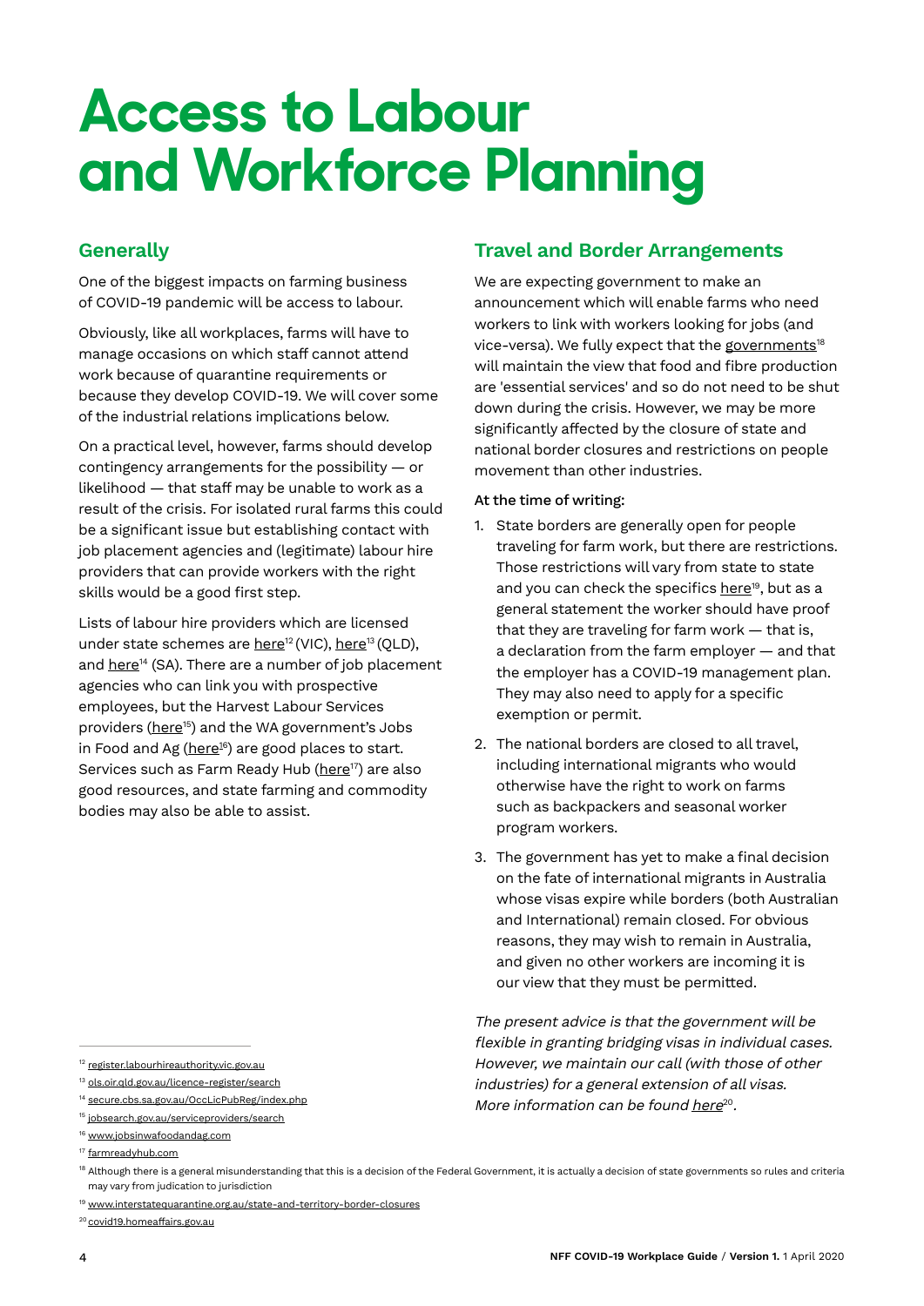# Access to Labour and Workforce Planning

## Generally

One of the biggest impacts on farming business of COVID-19 pandemic will be access to labour.

Obviously, like all workplaces, farms will have to manage occasions on which staff cannot attend work because of quarantine requirements or because they develop COVID-19. We will cover some of the industrial relations implications below.

On a practical level, however, farms should develop contingency arrangements for the possibility — or likelihood — that staff may be unable to work as a result of the crisis. For isolated rural farms this could be a significant issue but establishing contact with job placement agencies and (legitimate) labour hire providers that can provide workers with the right skills would be a good first step.

Lists of labour hire providers which are licensed under state schemes are here[12] (VIC), here[13] (QLD), and here[14] (SA). There are a number of job placement agencies who can link you with prospective employees, but the Harvest Labour Services providers (here[15]) and the WA government's Jobs in Food and Ag (here[16]) are good places to start. Services such as Farm Ready Hub (here[17]) are also good resources, and state farming and commodity bodies may also be able to assist.

## Travel and Border Arrangements

We are expecting government to make an announcement which will enable farms who need workers to link with workers looking for jobs (and vice-versa). We fully expect that the governments[18] will maintain the view that food and fibre production are 'essential services' and so do not need to be shut down during the crisis. However, we may be more significantly affected by the closure of state and national border closures and restrictions on people movement than other industries.

At the time of writing:

1. State borders are generally open for people traveling for farm work, but there are restrictions. Those restrictions will vary from state to state and you can check the specifics here[19], but as a general statement the worker should have proof that they are traveling for farm work — that is, a declaration from the farm employer — and that the employer has a COVID-19 management plan. They may also need to apply for a specific exemption or permit.
2. The national borders are closed to all travel, including international migrants who would otherwise have the right to work on farms such as backpackers and seasonal worker program workers.
3. The government has yet to make a final decision on the fate of international migrants in Australia whose visas expire while borders (both Australian and International) remain closed. For obvious reasons, they may wish to remain in Australia, and given no other workers are incoming it is our view that they must be permitted.

*The present advice is that the government will be flexible in granting bridging visas in individual cases. However, we maintain our call (with those of other industries) for a general extension of all visas. More information can be found here[20].*

---

[12] register.labourhireauthority.vic.gov.au

[13] ols.oir.qld.gov.au/licence-register/search

[14] secure.cbs.sa.gov.au/OccLicPubReg/index.php

[15] jobsearch.gov.au/serviceproviders/search

[16] www.jobsinwafoodandag.com

[17] farmreadyhub.com

[18] Although there is a general misunderstanding that this is a decision of the Federal Government, it is actually a decision of state governments so rules and criteria may vary from judication to jurisdiction

[19] www.interstatequarantine.org.au/state-and-territory-border-closures

[20] covid19.homeaffairs.gov.au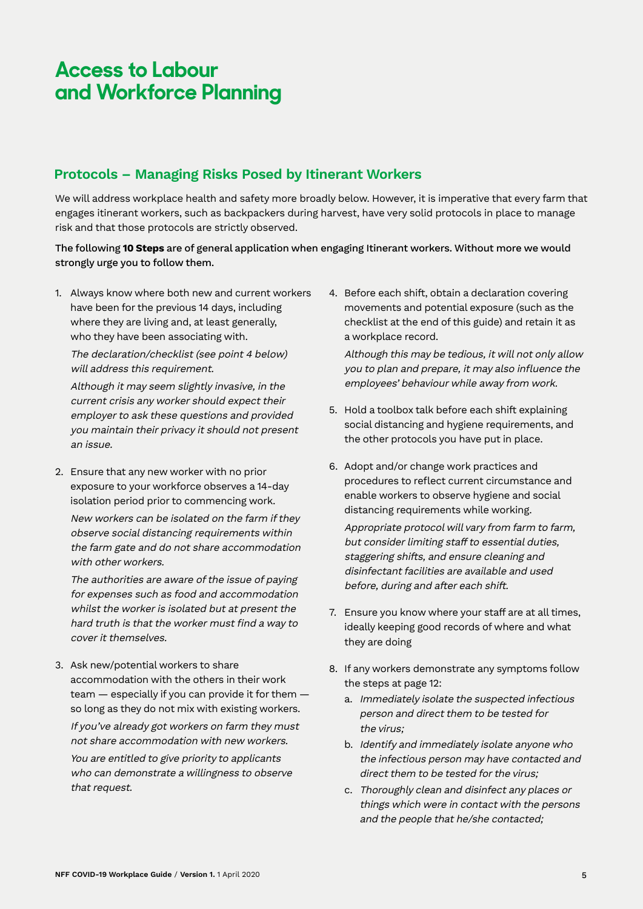# Access to Labour and Workforce Planning

## Protocols – Managing Risks Posed by Itinerant Workers

We will address workplace health and safety more broadly below. However, it is imperative that every farm that engages itinerant workers, such as backpackers during harvest, have very solid protocols in place to manage risk and that those protocols are strictly observed.

The following **10 Steps** are of general application when engaging Itinerant workers. Without more we would strongly urge you to follow them.

1. Always know where both new and current workers have been for the previous 14 days, including where they are living and, at least generally, who they have been associating with.

   *The declaration/checklist (see point 4 below) will address this requirement.*

   *Although it may seem slightly invasive, in the current crisis any worker should expect their employer to ask these questions and provided you maintain their privacy it should not present an issue.*

2. Ensure that any new worker with no prior exposure to your workforce observes a 14-day isolation period prior to commencing work.

   *New workers can be isolated on the farm if they observe social distancing requirements within the farm gate and do not share accommodation with other workers.*

   *The authorities are aware of the issue of paying for expenses such as food and accommodation whilst the worker is isolated but at present the hard truth is that the worker must find a way to cover it themselves.*

3. Ask new/potential workers to share accommodation with the others in their work team — especially if you can provide it for them — so long as they do not mix with existing workers.

   *If you've already got workers on farm they must not share accommodation with new workers.*

   *You are entitled to give priority to applicants who can demonstrate a willingness to observe that request.*

4. Before each shift, obtain a declaration covering movements and potential exposure (such as the checklist at the end of this guide) and retain it as a workplace record.

   *Although this may be tedious, it will not only allow you to plan and prepare, it may also influence the employees' behaviour while away from work.*

5. Hold a toolbox talk before each shift explaining social distancing and hygiene requirements, and the other protocols you have put in place.

6. Adopt and/or change work practices and procedures to reflect current circumstance and enable workers to observe hygiene and social distancing requirements while working.

   *Appropriate protocol will vary from farm to farm, but consider limiting staff to essential duties, staggering shifts, and ensure cleaning and disinfectant facilities are available and used before, during and after each shift.*

7. Ensure you know where your staff are at all times, ideally keeping good records of where and what they are doing

8. If any workers demonstrate any symptoms follow the steps at page 12:
   a. *Immediately isolate the suspected infectious person and direct them to be tested for the virus;*
   b. *Identify and immediately isolate anyone who the infectious person may have contacted and direct them to be tested for the virus;*
   c. *Thoroughly clean and disinfect any places or things which were in contact with the persons and the people that he/she contacted;*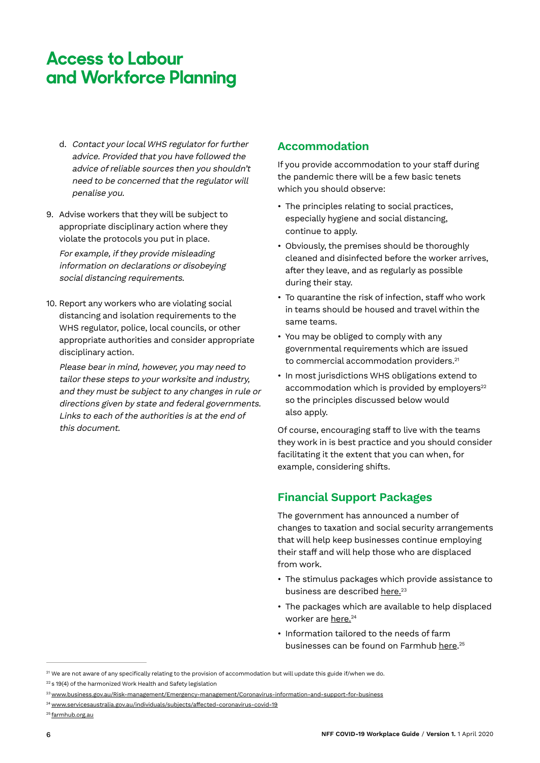# Access to Labour and Workforce Planning

d. *Contact your local WHS regulator for further advice. Provided that you have followed the advice of reliable sources then you shouldn't need to be concerned that the regulator will penalise you.*

9. Advise workers that they will be subject to appropriate disciplinary action where they violate the protocols you put in place.

   *For example, if they provide misleading information on declarations or disobeying social distancing requirements.*

10. Report any workers who are violating social distancing and isolation requirements to the WHS regulator, police, local councils, or other appropriate authorities and consider appropriate disciplinary action.

    *Please bear in mind, however, you may need to tailor these steps to your worksite and industry, and they must be subject to any changes in rule or directions given by state and federal governments. Links to each of the authorities is at the end of this document.*

## Accommodation

If you provide accommodation to your staff during the pandemic there will be a few basic tenets which you should observe:

- The principles relating to social practices, especially hygiene and social distancing, continue to apply.
- Obviously, the premises should be thoroughly cleaned and disinfected before the worker arrives, after they leave, and as regularly as possible during their stay.
- To quarantine the risk of infection, staff who work in teams should be housed and travel within the same teams.
- You may be obliged to comply with any governmental requirements which are issued to commercial accommodation providers.[21]
- In most jurisdictions WHS obligations extend to accommodation which is provided by employers[22] so the principles discussed below would also apply.

Of course, encouraging staff to live with the teams they work in is best practice and you should consider facilitating it the extent that you can when, for example, considering shifts.

## Financial Support Packages

The government has announced a number of changes to taxation and social security arrangements that will help keep businesses continue employing their staff and will help those who are displaced from work.

- The stimulus packages which provide assistance to business are described here.[23]
- The packages which are available to help displaced worker are here.[24]
- Information tailored to the needs of farm businesses can be found on Farmhub here.[25]

---

[21] We are not aware of any specifically relating to the provision of accommodation but will update this guide if/when we do.

[22] s 19(4) of the harmonized Work Health and Safety legislation

[23] www.business.gov.au/Risk-management/Emergency-management/Coronavirus-information-and-support-for-business

[24] www.servicesaustralia.gov.au/individuals/subjects/affected-coronavirus-covid-19

[25] farmhub.org.au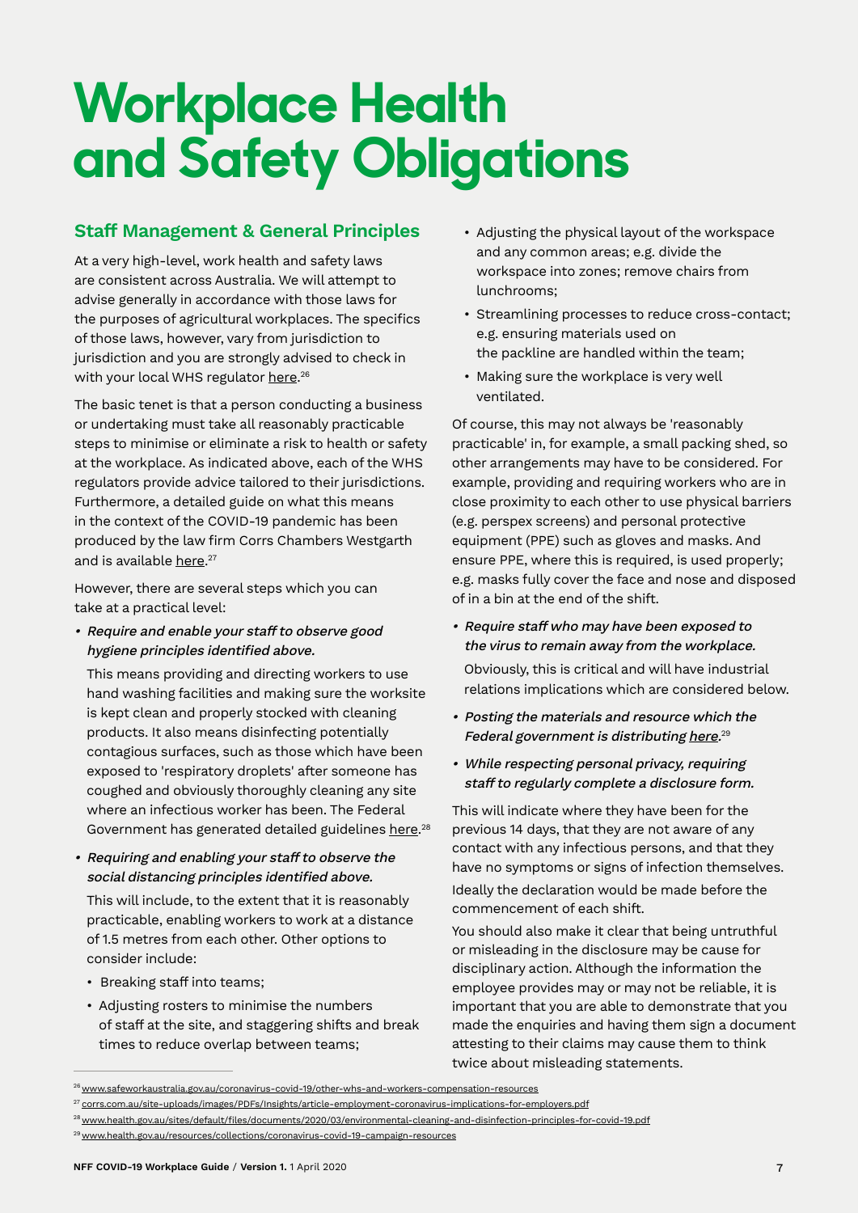# Workplace Health and Safety Obligations

## Staff Management & General Principles

At a very high-level, work health and safety laws are consistent across Australia. We will attempt to advise generally in accordance with those laws for the purposes of agricultural workplaces. The specifics of those laws, however, vary from jurisdiction to jurisdiction and you are strongly advised to check in with your local WHS regulator here.[26]

The basic tenet is that a person conducting a business or undertaking must take all reasonably practicable steps to minimise or eliminate a risk to health or safety at the workplace. As indicated above, each of the WHS regulators provide advice tailored to their jurisdictions. Furthermore, a detailed guide on what this means in the context of the COVID-19 pandemic has been produced by the law firm Corrs Chambers Westgarth and is available here.[27]

However, there are several steps which you can take at a practical level:

- *Require and enable your staff to observe good hygiene principles identified above.*

  This means providing and directing workers to use hand washing facilities and making sure the worksite is kept clean and properly stocked with cleaning products. It also means disinfecting potentially contagious surfaces, such as those which have been exposed to 'respiratory droplets' after someone has coughed and obviously thoroughly cleaning any site where an infectious worker has been. The Federal Government has generated detailed guidelines here.[28]

- *Requiring and enabling your staff to observe the social distancing principles identified above.*

  This will include, to the extent that it is reasonably practicable, enabling workers to work at a distance of 1.5 metres from each other. Other options to consider include:

  - Breaking staff into teams;
  - Adjusting rosters to minimise the numbers of staff at the site, and staggering shifts and break times to reduce overlap between teams;
  - Adjusting the physical layout of the workspace and any common areas; e.g. divide the workspace into zones; remove chairs from lunchrooms;
  - Streamlining processes to reduce cross-contact; e.g. ensuring materials used on the packline are handled within the team;
  - Making sure the workplace is very well ventilated.

  Of course, this may not always be 'reasonably practicable' in, for example, a small packing shed, so other arrangements may have to be considered. For example, providing and requiring workers who are in close proximity to each other to use physical barriers (e.g. perspex screens) and personal protective equipment (PPE) such as gloves and masks. And ensure PPE, where this is required, is used properly; e.g. masks fully cover the face and nose and disposed of in a bin at the end of the shift.

- *Require staff who may have been exposed to the virus to remain away from the workplace.*

  Obviously, this is critical and will have industrial relations implications which are considered below.

- *Posting the materials and resource which the Federal government is distributing here.*[29]

- *While respecting personal privacy, requiring staff to regularly complete a disclosure form.*

This will indicate where they have been for the previous 14 days, that they are not aware of any contact with any infectious persons, and that they have no symptoms or signs of infection themselves. Ideally the declaration would be made before the commencement of each shift.

You should also make it clear that being untruthful or misleading in the disclosure may be cause for disciplinary action. Although the information the employee provides may or may not be reliable, it is important that you are able to demonstrate that you made the enquiries and having them sign a document attesting to their claims may cause them to think twice about misleading statements.

---

[26] www.safeworkaustralia.gov.au/coronavirus-covid-19/other-whs-and-workers-compensation-resources

[27] corrs.com.au/site-uploads/images/PDFs/Insights/article-employment-coronavirus-implications-for-employers.pdf

[28] www.health.gov.au/sites/default/files/documents/2020/03/environmental-cleaning-and-disinfection-principles-for-covid-19.pdf

[29] www.health.gov.au/resources/collections/coronavirus-covid-19-campaign-resources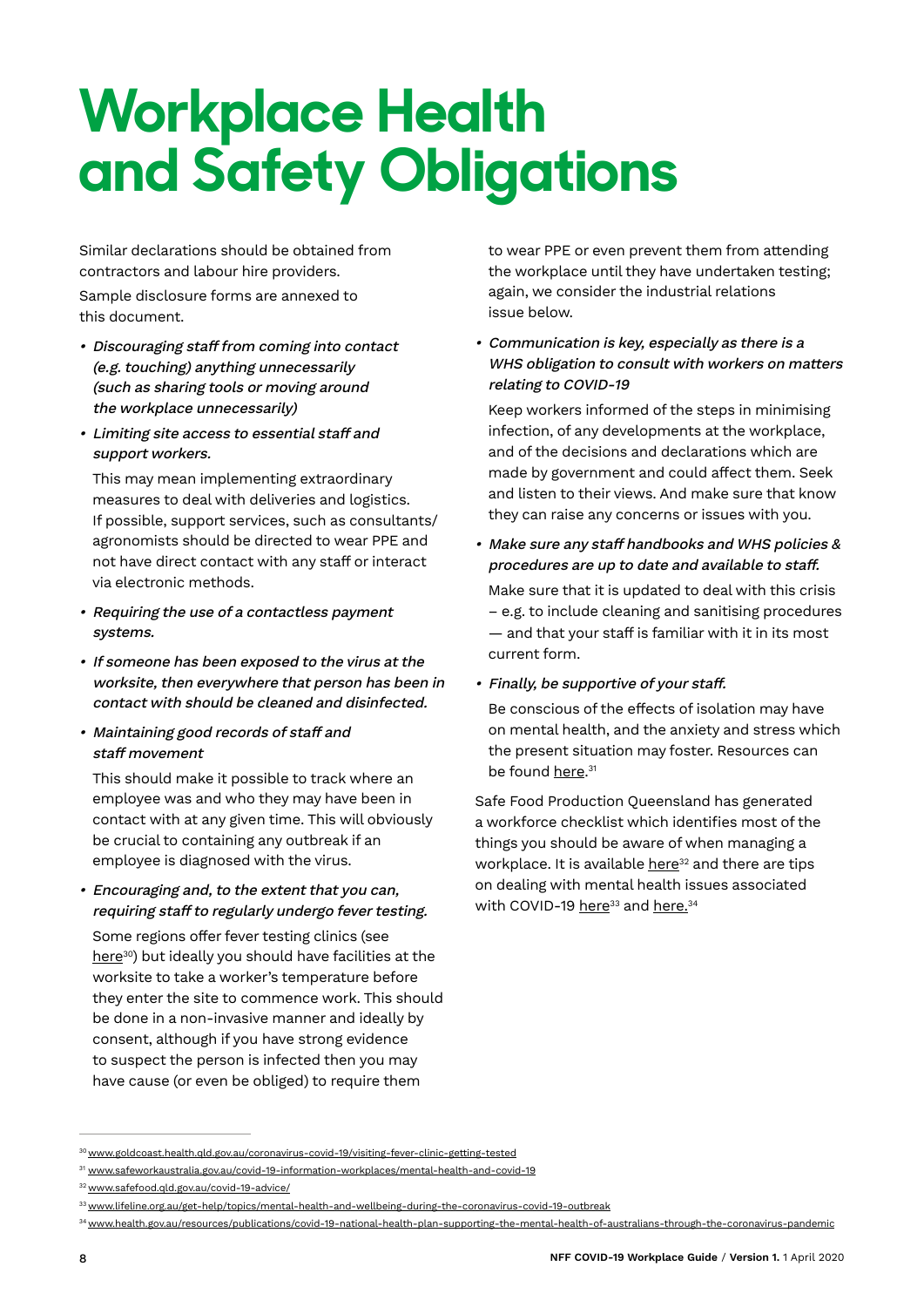# Workplace Health and Safety Obligations

Similar declarations should be obtained from contractors and labour hire providers.

Sample disclosure forms are annexed to this document.

- *Discouraging staff from coming into contact (e.g. touching) anything unnecessarily (such as sharing tools or moving around the workplace unnecessarily)*
- *Limiting site access to essential staff and support workers.*

  This may mean implementing extraordinary measures to deal with deliveries and logistics. If possible, support services, such as consultants/agronomists should be directed to wear PPE and not have direct contact with any staff or interact via electronic methods.

- *Requiring the use of a contactless payment systems.*
- *If someone has been exposed to the virus at the worksite, then everywhere that person has been in contact with should be cleaned and disinfected.*
- *Maintaining good records of staff and staff movement*

  This should make it possible to track where an employee was and who they may have been in contact with at any given time. This will obviously be crucial to containing any outbreak if an employee is diagnosed with the virus.

- *Encouraging and, to the extent that you can, requiring staff to regularly undergo fever testing.*

  Some regions offer fever testing clinics (see here[30]) but ideally you should have facilities at the worksite to take a worker's temperature before they enter the site to commence work. This should be done in a non-invasive manner and ideally by consent, although if you have strong evidence to suspect the person is infected then you may have cause (or even be obliged) to require them to wear PPE or even prevent them from attending the workplace until they have undertaken testing; again, we consider the industrial relations issue below.

- *Communication is key, especially as there is a WHS obligation to consult with workers on matters relating to COVID-19*

  Keep workers informed of the steps in minimising infection, of any developments at the workplace, and of the decisions and declarations which are made by government and could affect them. Seek and listen to their views. And make sure that know they can raise any concerns or issues with you.

- *Make sure any staff handbooks and WHS policies & procedures are up to date and available to staff.*

  Make sure that it is updated to deal with this crisis – e.g. to include cleaning and sanitising procedures — and that your staff is familiar with it in its most current form.

- *Finally, be supportive of your staff.*

  Be conscious of the effects of isolation may have on mental health, and the anxiety and stress which the present situation may foster. Resources can be found here.[31]

Safe Food Production Queensland has generated a workforce checklist which identifies most of the things you should be aware of when managing a workplace. It is available here[32] and there are tips on dealing with mental health issues associated with COVID-19 here[33] and here.[34]

---

[30] www.goldcoast.health.qld.gov.au/coronavirus-covid-19/visiting-fever-clinic-getting-tested

[31] www.safeworkaustralia.gov.au/covid-19-information-workplaces/mental-health-and-covid-19

[32] www.safefood.qld.gov.au/covid-19-advice/

[33] www.lifeline.org.au/get-help/topics/mental-health-and-wellbeing-during-the-coronavirus-covid-19-outbreak

[34] www.health.gov.au/resources/publications/covid-19-national-health-plan-supporting-the-mental-health-of-australians-through-the-coronavirus-pandemic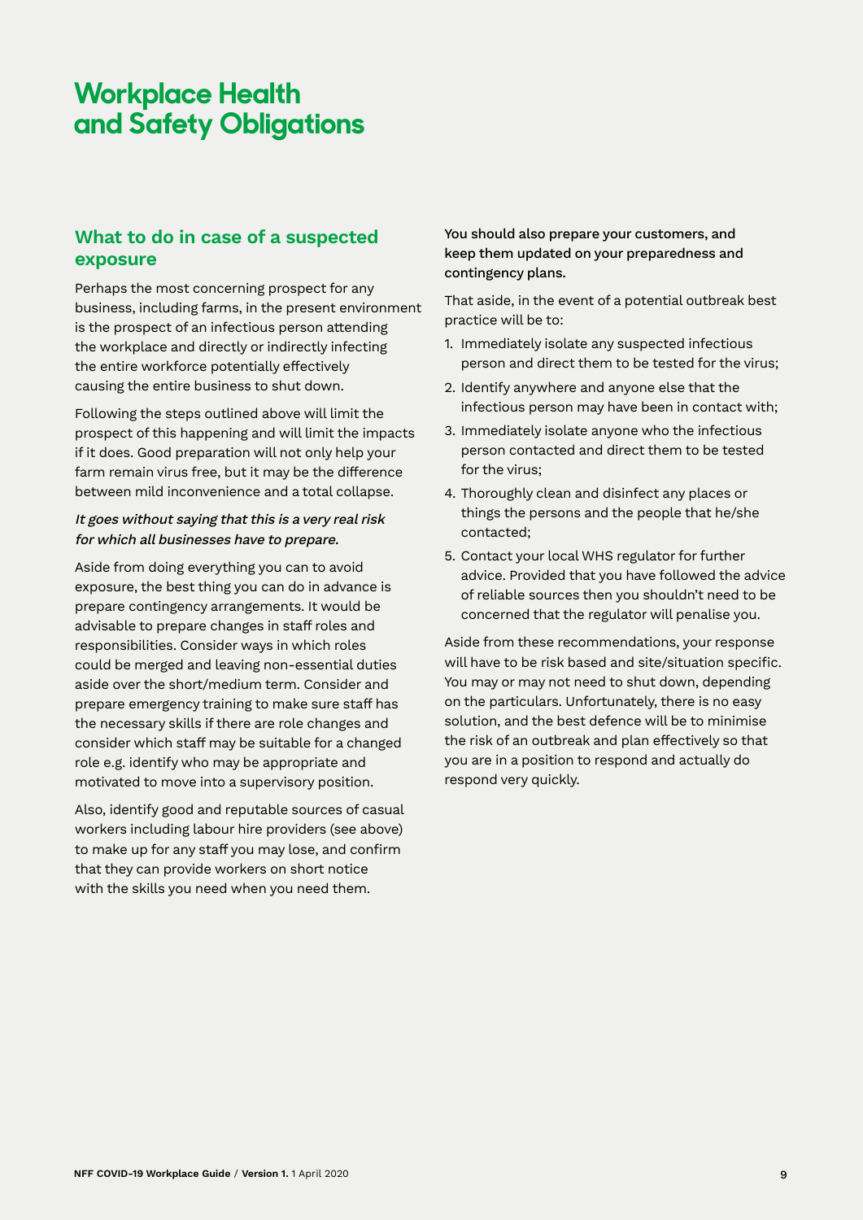# Workplace Health and Safety Obligations

## What to do in case of a suspected exposure

Perhaps the most concerning prospect for any business, including farms, in the present environment is the prospect of an infectious person attending the workplace and directly or indirectly infecting the entire workforce potentially effectively causing the entire business to shut down.

Following the steps outlined above will limit the prospect of this happening and will limit the impacts if it does. Good preparation will not only help your farm remain virus free, but it may be the difference between mild inconvenience and a total collapse.

*It goes without saying that this is a very real risk for which all businesses have to prepare.*

Aside from doing everything you can to avoid exposure, the best thing you can do in advance is prepare contingency arrangements. It would be advisable to prepare changes in staff roles and responsibilities. Consider ways in which roles could be merged and leaving non-essential duties aside over the short/medium term. Consider and prepare emergency training to make sure staff has the necessary skills if there are role changes and consider which staff may be suitable for a changed role e.g. identify who may be appropriate and motivated to move into a supervisory position.

Also, identify good and reputable sources of casual workers including labour hire providers (see above) to make up for any staff you may lose, and confirm that they can provide workers on short notice with the skills you need when you need them.

You should also prepare your customers, and keep them updated on your preparedness and contingency plans.

That aside, in the event of a potential outbreak best practice will be to:

1. Immediately isolate any suspected infectious person and direct them to be tested for the virus;
2. Identify anywhere and anyone else that the infectious person may have been in contact with;
3. Immediately isolate anyone who the infectious person contacted and direct them to be tested for the virus;
4. Thoroughly clean and disinfect any places or things the persons and the people that he/she contacted;
5. Contact your local WHS regulator for further advice. Provided that you have followed the advice of reliable sources then you shouldn't need to be concerned that the regulator will penalise you.

Aside from these recommendations, your response will have to be risk based and site/situation specific. You may or may not need to shut down, depending on the particulars. Unfortunately, there is no easy solution, and the best defence will be to minimise the risk of an outbreak and plan effectively so that you are in a position to respond and actually do respond very quickly.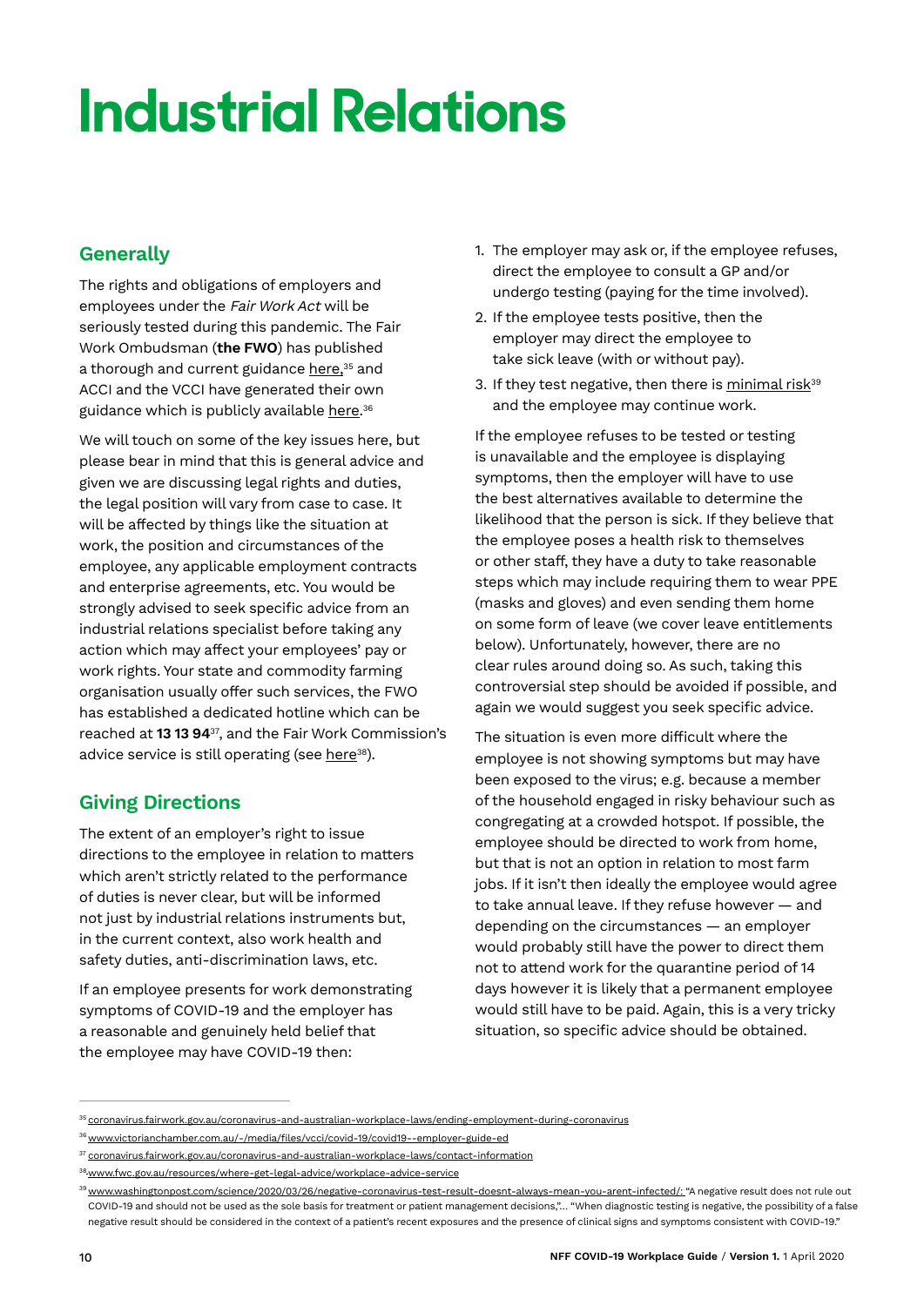# Industrial Relations

## Generally

The rights and obligations of employers and employees under the *Fair Work Act* will be seriously tested during this pandemic. The Fair Work Ombudsman (**the FWO**) has published a thorough and current guidance here,[35] and ACCI and the VCCI have generated their own guidance which is publicly available here.[36]

We will touch on some of the key issues here, but please bear in mind that this is general advice and given we are discussing legal rights and duties, the legal position will vary from case to case. It will be affected by things like the situation at work, the position and circumstances of the employee, any applicable employment contracts and enterprise agreements, etc. You would be strongly advised to seek specific advice from an industrial relations specialist before taking any action which may affect your employees' pay or work rights. Your state and commodity farming organisation usually offer such services, the FWO has established a dedicated hotline which can be reached at **13 13 94**[37], and the Fair Work Commission's advice service is still operating (see here[38]).

## Giving Directions

The extent of an employer's right to issue directions to the employee in relation to matters which aren't strictly related to the performance of duties is never clear, but will be informed not just by industrial relations instruments but, in the current context, also work health and safety duties, anti-discrimination laws, etc.

If an employee presents for work demonstrating symptoms of COVID-19 and the employer has a reasonable and genuinely held belief that the employee may have COVID-19 then:

1. The employer may ask or, if the employee refuses, direct the employee to consult a GP and/or undergo testing (paying for the time involved).
2. If the employee tests positive, then the employer may direct the employee to take sick leave (with or without pay).
3. If they test negative, then there is minimal risk[39] and the employee may continue work.

If the employee refuses to be tested or testing is unavailable and the employee is displaying symptoms, then the employer will have to use the best alternatives available to determine the likelihood that the person is sick. If they believe that the employee poses a health risk to themselves or other staff, they have a duty to take reasonable steps which may include requiring them to wear PPE (masks and gloves) and even sending them home on some form of leave (we cover leave entitlements below). Unfortunately, however, there are no clear rules around doing so. As such, taking this controversial step should be avoided if possible, and again we would suggest you seek specific advice.

The situation is even more difficult where the employee is not showing symptoms but may have been exposed to the virus; e.g. because a member of the household engaged in risky behaviour such as congregating at a crowded hotspot. If possible, the employee should be directed to work from home, but that is not an option in relation to most farm jobs. If it isn't then ideally the employee would agree to take annual leave. If they refuse however — and depending on the circumstances — an employer would probably still have the power to direct them not to attend work for the quarantine period of 14 days however it is likely that a permanent employee would still have to be paid. Again, this is a very tricky situation, so specific advice should be obtained.

---

[35] coronavirus.fairwork.gov.au/coronavirus-and-australian-workplace-laws/ending-employment-during-coronavirus

[36] www.victorianchamber.com.au/-/media/files/vcci/covid-19/covid19--employer-guide-ed

[37] coronavirus.fairwork.gov.au/coronavirus-and-australian-workplace-laws/contact-information

[38] www.fwc.gov.au/resources/where-get-legal-advice/workplace-advice-service

[39] www.washingtonpost.com/science/2020/03/26/negative-coronavirus-test-result-doesnt-always-mean-you-arent-infected/: "A negative result does not rule out COVID-19 and should not be used as the sole basis for treatment or patient management decisions,"... "When diagnostic testing is negative, the possibility of a false negative result should be considered in the context of a patient's recent exposures and the presence of clinical signs and symptoms consistent with COVID-19."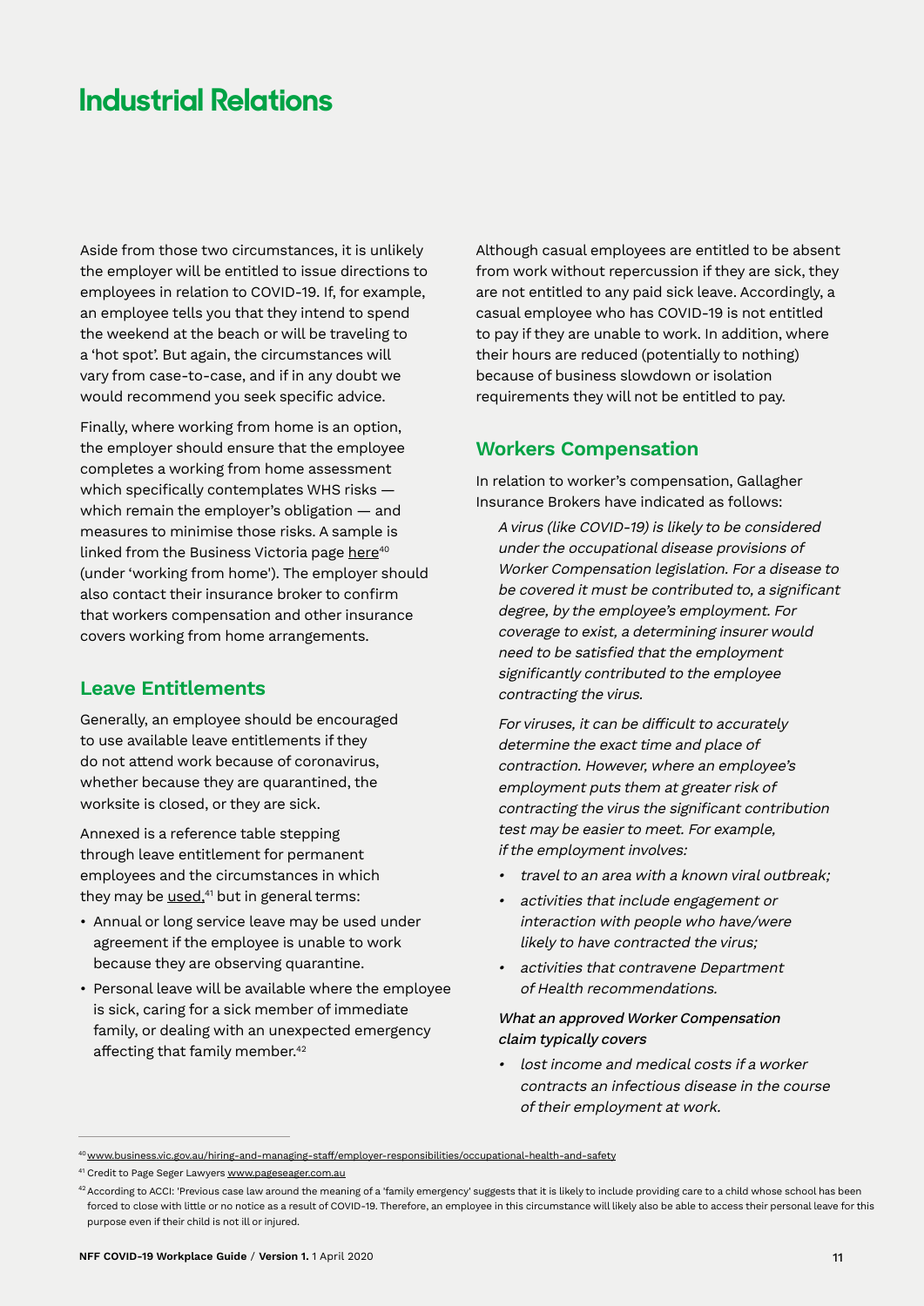# Industrial Relations

Aside from those two circumstances, it is unlikely the employer will be entitled to issue directions to employees in relation to COVID-19. If, for example, an employee tells you that they intend to spend the weekend at the beach or will be traveling to a 'hot spot'. But again, the circumstances will vary from case-to-case, and if in any doubt we would recommend you seek specific advice.

Finally, where working from home is an option, the employer should ensure that the employee completes a working from home assessment which specifically contemplates WHS risks — which remain the employer's obligation — and measures to minimise those risks. A sample is linked from the Business Victoria page here[40] (under 'working from home'). The employer should also contact their insurance broker to confirm that workers compensation and other insurance covers working from home arrangements.

## Leave Entitlements

Generally, an employee should be encouraged to use available leave entitlements if they do not attend work because of coronavirus, whether because they are quarantined, the worksite is closed, or they are sick.

Annexed is a reference table stepping through leave entitlement for permanent employees and the circumstances in which they may be used,[41] but in general terms:

- Annual or long service leave may be used under agreement if the employee is unable to work because they are observing quarantine.
- Personal leave will be available where the employee is sick, caring for a sick member of immediate family, or dealing with an unexpected emergency affecting that family member.[42]

Although casual employees are entitled to be absent from work without repercussion if they are sick, they are not entitled to any paid sick leave. Accordingly, a casual employee who has COVID-19 is not entitled to pay if they are unable to work. In addition, where their hours are reduced (potentially to nothing) because of business slowdown or isolation requirements they will not be entitled to pay.

## Workers Compensation

In relation to worker's compensation, Gallagher Insurance Brokers have indicated as follows:

> *A virus (like COVID-19) is likely to be considered under the occupational disease provisions of Worker Compensation legislation. For a disease to be covered it must be contributed to, a significant degree, by the employee's employment. For coverage to exist, a determining insurer would need to be satisfied that the employment significantly contributed to the employee contracting the virus.*
>
> *For viruses, it can be difficult to accurately determine the exact time and place of contraction. However, where an employee's employment puts them at greater risk of contracting the virus the significant contribution test may be easier to meet. For example, if the employment involves:*
>
> - *travel to an area with a known viral outbreak;*
> - *activities that include engagement or interaction with people who have/were likely to have contracted the virus;*
> - *activities that contravene Department of Health recommendations.*
>
> *What an approved Worker Compensation claim typically covers*
>
> - *lost income and medical costs if a worker contracts an infectious disease in the course of their employment at work.*

---

[40] www.business.vic.gov.au/hiring-and-managing-staff/employer-responsibilities/occupational-health-and-safety

[41] Credit to Page Seger Lawyers www.pageseager.com.au

[42] According to ACCI: 'Previous case law around the meaning of a 'family emergency' suggests that it is likely to include providing care to a child whose school has been forced to close with little or no notice as a result of COVID-19. Therefore, an employee in this circumstance will likely also be able to access their personal leave for this purpose even if their child is not ill or injured.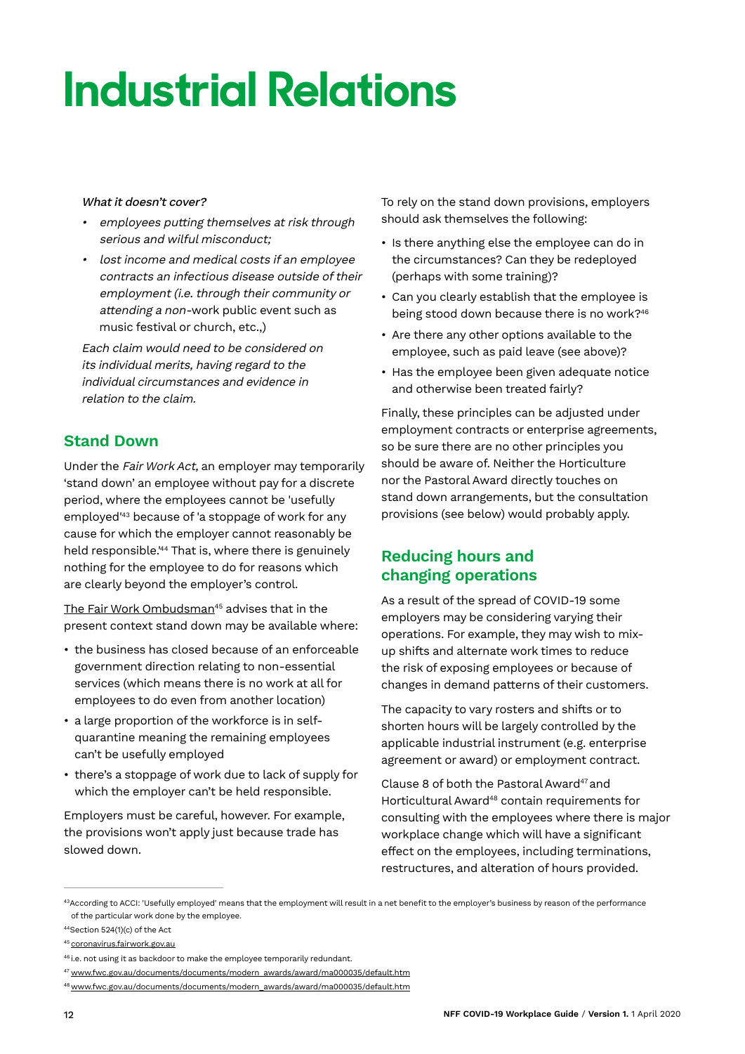# Industrial Relations

*What it doesn't cover?*

- *employees putting themselves at risk through serious and wilful misconduct;*
- *lost income and medical costs if an employee contracts an infectious disease outside of their employment (i.e. through their community or attending a non-work public event such as music festival or church, etc.,)*

*Each claim would need to be considered on its individual merits, having regard to the individual circumstances and evidence in relation to the claim.*

## Stand Down

Under the *Fair Work Act,* an employer may temporarily 'stand down' an employee without pay for a discrete period, where the employees cannot be 'usefully employed'[43] because of 'a stoppage of work for any cause for which the employer cannot reasonably be held responsible.'[44] That is, where there is genuinely nothing for the employee to do for reasons which are clearly beyond the employer's control.

The Fair Work Ombudsman[45] advises that in the present context stand down may be available where:

- the business has closed because of an enforceable government direction relating to non-essential services (which means there is no work at all for employees to do even from another location)
- a large proportion of the workforce is in self-quarantine meaning the remaining employees can't be usefully employed
- there's a stoppage of work due to lack of supply for which the employer can't be held responsible.

Employers must be careful, however. For example, the provisions won't apply just because trade has slowed down.

To rely on the stand down provisions, employers should ask themselves the following:

- Is there anything else the employee can do in the circumstances? Can they be redeployed (perhaps with some training)?
- Can you clearly establish that the employee is being stood down because there is no work?[46]
- Are there any other options available to the employee, such as paid leave (see above)?
- Has the employee been given adequate notice and otherwise been treated fairly?

Finally, these principles can be adjusted under employment contracts or enterprise agreements, so be sure there are no other principles you should be aware of. Neither the Horticulture nor the Pastoral Award directly touches on stand down arrangements, but the consultation provisions (see below) would probably apply.

## Reducing hours and changing operations

As a result of the spread of COVID-19 some employers may be considering varying their operations. For example, they may wish to mix-up shifts and alternate work times to reduce the risk of exposing employees or because of changes in demand patterns of their customers.

The capacity to vary rosters and shifts or to shorten hours will be largely controlled by the applicable industrial instrument (e.g. enterprise agreement or award) or employment contract.

Clause 8 of both the Pastoral Award[47] and Horticultural Award[48] contain requirements for consulting with the employees where there is major workplace change which will have a significant effect on the employees, including terminations, restructures, and alteration of hours provided.

---

[43] According to ACCI: 'Usefully employed' means that the employment will result in a net benefit to the employer's business by reason of the performance of the particular work done by the employee.

[44] Section 524(1)(c) of the Act

[45] coronavirus.fairwork.gov.au

[46] i.e. not using it as backdoor to make the employee temporarily redundant.

[47] www.fwc.gov.au/documents/documents/modern_awards/award/ma000035/default.htm

[48] www.fwc.gov.au/documents/documents/modern_awards/award/ma000035/default.htm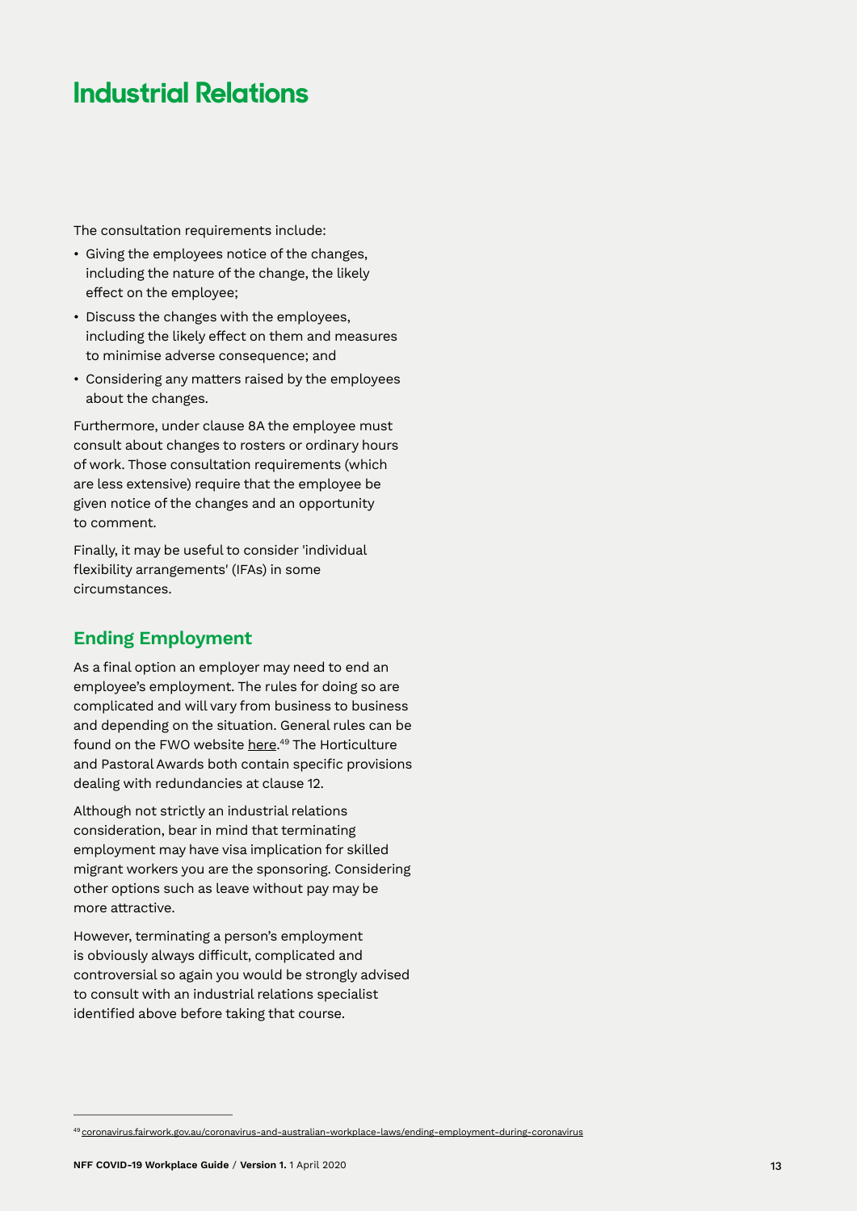# Industrial Relations

The consultation requirements include:

- Giving the employees notice of the changes, including the nature of the change, the likely effect on the employee;
- Discuss the changes with the employees, including the likely effect on them and measures to minimise adverse consequence; and
- Considering any matters raised by the employees about the changes.

Furthermore, under clause 8A the employee must consult about changes to rosters or ordinary hours of work. Those consultation requirements (which are less extensive) require that the employee be given notice of the changes and an opportunity to comment.

Finally, it may be useful to consider 'individual flexibility arrangements' (IFAs) in some circumstances.

## Ending Employment

As a final option an employer may need to end an employee's employment. The rules for doing so are complicated and will vary from business to business and depending on the situation. General rules can be found on the FWO website here.[49] The Horticulture and Pastoral Awards both contain specific provisions dealing with redundancies at clause 12.

Although not strictly an industrial relations consideration, bear in mind that terminating employment may have visa implication for skilled migrant workers you are the sponsoring. Considering other options such as leave without pay may be more attractive.

However, terminating a person's employment is obviously always difficult, complicated and controversial so again you would be strongly advised to consult with an industrial relations specialist identified above before taking that course.

[49] coronavirus.fairwork.gov.au/coronavirus-and-australian-workplace-laws/ending-employment-during-coronavirus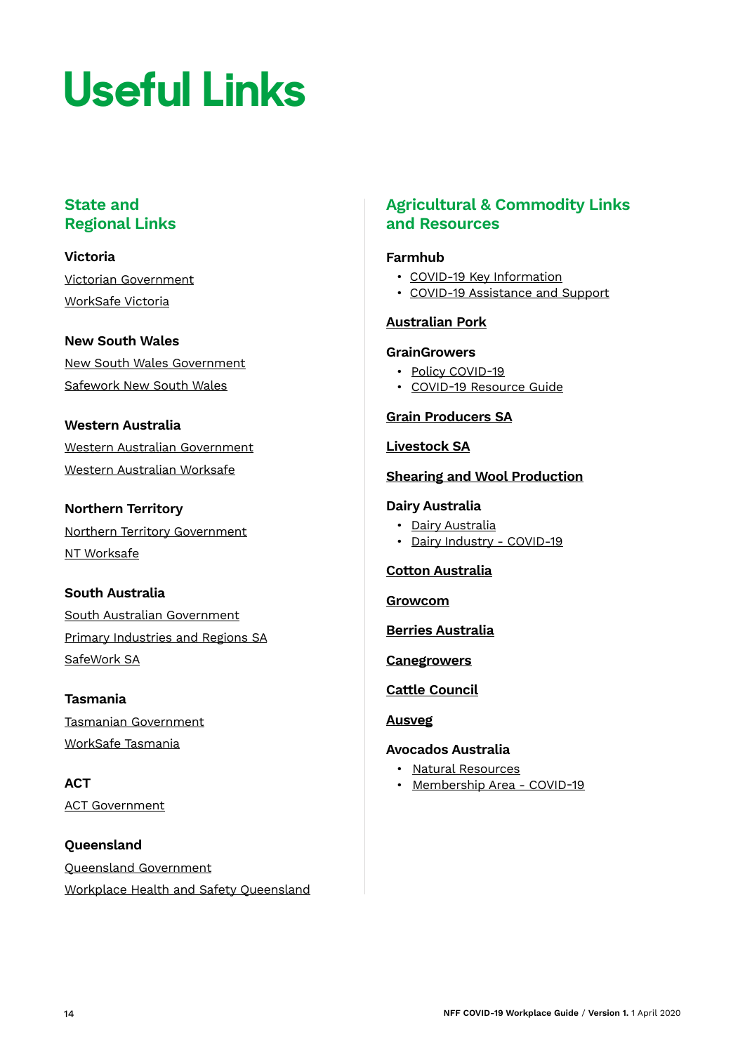# Useful Links

## State and Regional Links

### Victoria

Victorian Government

WorkSafe Victoria

### New South Wales

New South Wales Government

Safework New South Wales

### Western Australia

Western Australian Government

Western Australian Worksafe

### Northern Territory

Northern Territory Government

NT Worksafe

### South Australia

South Australian Government

Primary Industries and Regions SA

SafeWork SA

### Tasmania

Tasmanian Government

WorkSafe Tasmania

### ACT

ACT Government

### Queensland

Queensland Government

Workplace Health and Safety Queensland

## Agricultural & Commodity Links and Resources

### Farmhub

- COVID-19 Key Information
- COVID-19 Assistance and Support

### Australian Pork

### GrainGrowers

- Policy COVID-19
- COVID-19 Resource Guide

### Grain Producers SA

### Livestock SA

### Shearing and Wool Production

### Dairy Australia

- Dairy Australia
- Dairy Industry - COVID-19

### Cotton Australia

### Growcom

### Berries Australia

### Canegrowers

### Cattle Council

### Ausveg

### Avocados Australia

- Natural Resources
- Membership Area - COVID-19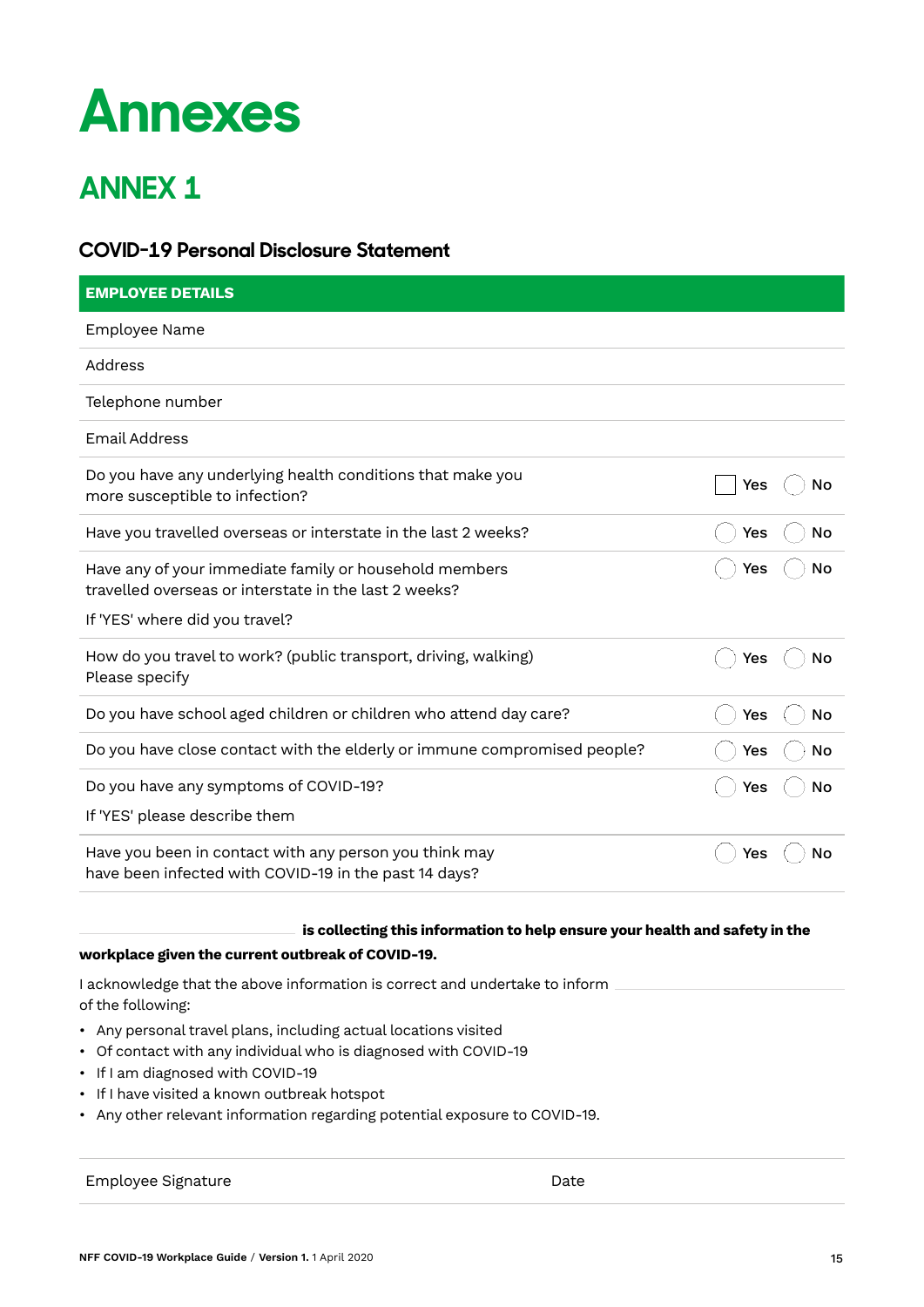# Annexes

## ANNEX 1

### COVID-19 Personal Disclosure Statement

| EMPLOYEE DETAILS | |
|---|---|
| Employee Name | |
| Address | |
| Telephone number | |
| Email Address | |
| Do you have any underlying health conditions that make you more susceptible to infection? | ☐ Yes ◯ No |
| Have you travelled overseas or interstate in the last 2 weeks? | ◯ Yes ◯ No |
| Have any of your immediate family or household members travelled overseas or interstate in the last 2 weeks?<br>If 'YES' where did you travel? | ◯ Yes ◯ No |
| How do you travel to work? (public transport, driving, walking) Please specify | ◯ Yes ◯ No |
| Do you have school aged children or children who attend day care? | ◯ Yes ◯ No |
| Do you have close contact with the elderly or immune compromised people? | ◯ Yes ◯ No |
| Do you have any symptoms of COVID-19?<br>If 'YES' please describe them | ◯ Yes ◯ No |
| Have you been in contact with any person you think may have been infected with COVID-19 in the past 14 days? | ◯ Yes ◯ No |

______________________ **is collecting this information to help ensure your health and safety in the workplace given the current outbreak of COVID-19.**

I acknowledge that the above information is correct and undertake to inform ______________________ of the following:

- Any personal travel plans, including actual locations visited
- Of contact with any individual who is diagnosed with COVID-19
- If I am diagnosed with COVID-19
- If I have visited a known outbreak hotspot
- Any other relevant information regarding potential exposure to COVID-19.

| Employee Signature | Date |
|---|---|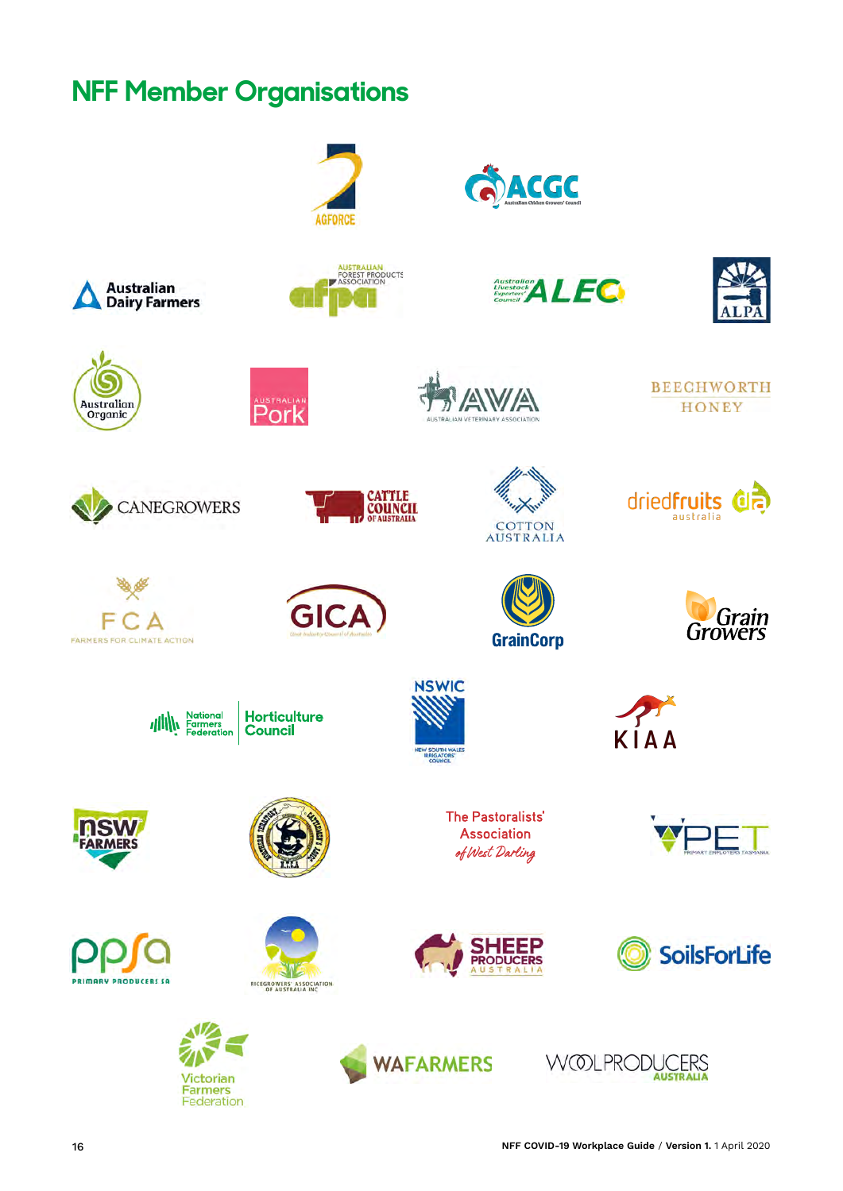## NFF Member Organisations

AGFORCE

ACGC Australian Chicken Growers' Council

Australian Dairy Farmers

AUSTRALIAN FOREST PRODUCTS ASSOCIATION afpa

Australian Livestock Exporters' Council ALEC

ALPA

Australian Organic

AUSTRALIAN Pork

AVA AUSTRALIAN VETERINARY ASSOCIATION

BEECHWORTH HONEY

CANEGROWERS

CATTLE COUNCIL OF AUSTRALIA

COTTON AUSTRALIA

driedfruits australia

FCA FARMERS FOR CLIMATE ACTION

GICA

GrainCorp

Grain Growers

National Farmers Federation Horticulture Council

NSWIC NEW SOUTH WALES IRRIGATORS' COUNCIL

KIAA

nsw FARMERS

NTCA

The Pastoralists' Association of West Darling

PET PRIMARY EMPLOYERS TASMANIA

ppsa PRIMARY PRODUCERS SA

RICEGROWERS' ASSOCIATION OF AUSTRALIA INC

SHEEP PRODUCERS AUSTRALIA

SoilsForLife

Victorian Farmers Federation

WAFARMERS

WOOLPRODUCERS AUSTRALIA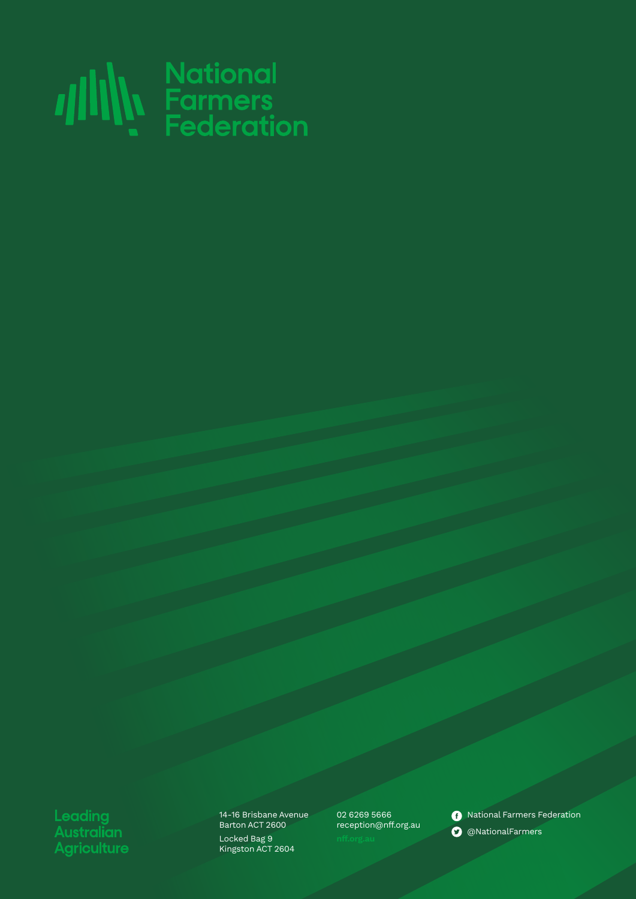National Farmers Federation

Leading Australian Agriculture

14-16 Brisbane Avenue
Barton ACT 2600

Locked Bag 9
Kingston ACT 2604

02 6269 5666
reception@nff.org.au
nff.org.au

National Farmers Federation

@NationalFarmers